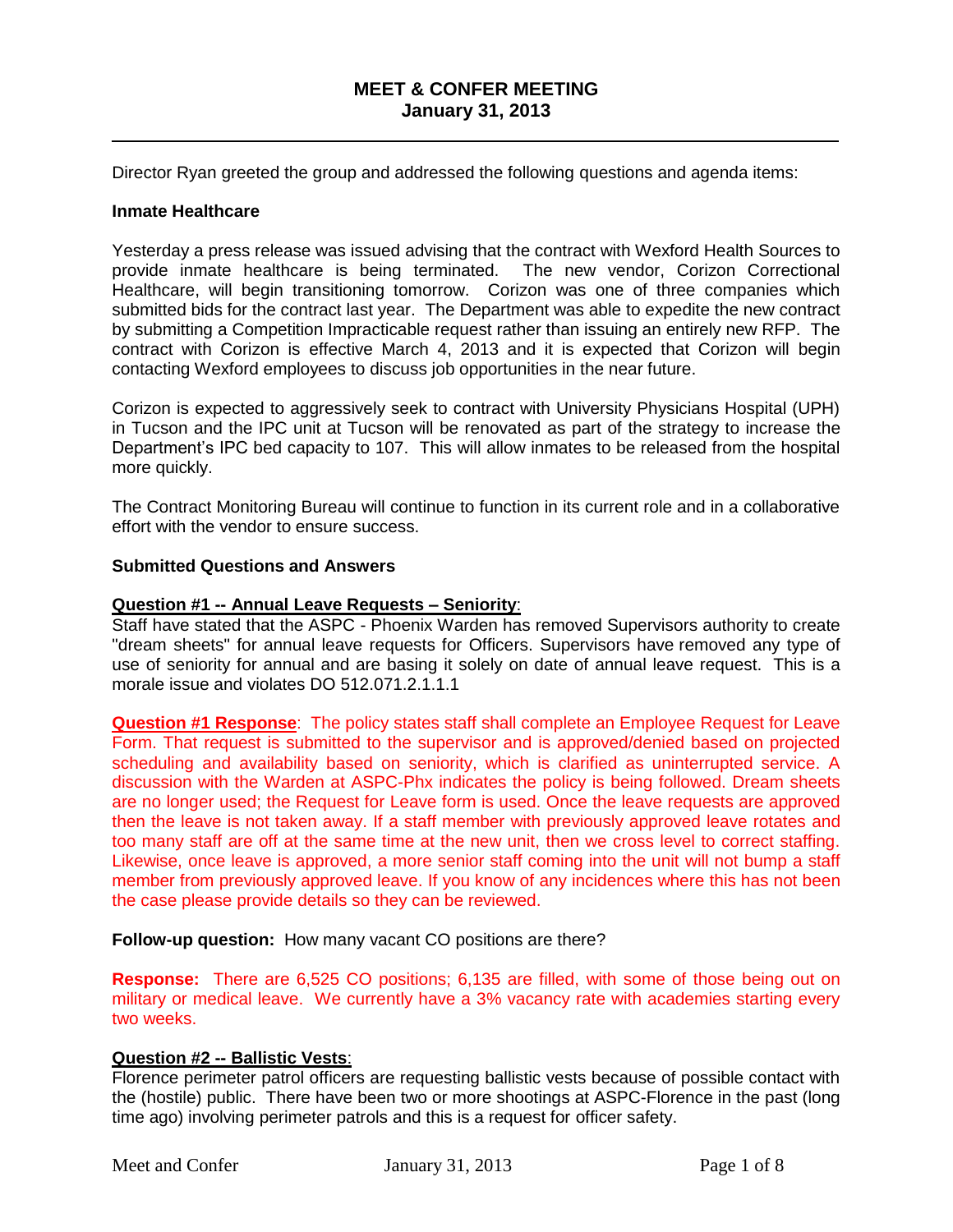# MEET & CONFER MEETING
## January 31, 2013

Director Ryan greeted the group and addressed the following questions and agenda items:

**Inmate Healthcare**

Yesterday a press release was issued advising that the contract with Wexford Health Sources to provide inmate healthcare is being terminated. The new vendor, Corizon Correctional Healthcare, will begin transitioning tomorrow. Corizon was one of three companies which submitted bids for the contract last year. The Department was able to expedite the new contract by submitting a Competition Impracticable request rather than issuing an entirely new RFP. The contract with Corizon is effective March 4, 2013 and it is expected that Corizon will begin contacting Wexford employees to discuss job opportunities in the near future.

Corizon is expected to aggressively seek to contract with University Physicians Hospital (UPH) in Tucson and the IPC unit at Tucson will be renovated as part of the strategy to increase the Department's IPC bed capacity to 107. This will allow inmates to be released from the hospital more quickly.

The Contract Monitoring Bureau will continue to function in its current role and in a collaborative effort with the vendor to ensure success.

**Submitted Questions and Answers**

**Question #1 -- Annual Leave Requests – Seniority**:
Staff have stated that the ASPC - Phoenix Warden has removed Supervisors authority to create "dream sheets" for annual leave requests for Officers. Supervisors have removed any type of use of seniority for annual and are basing it solely on date of annual leave request. This is a morale issue and violates DO 512.071.2.1.1.1

**Question #1 Response**: The policy states staff shall complete an Employee Request for Leave Form. That request is submitted to the supervisor and is approved/denied based on projected scheduling and availability based on seniority, which is clarified as uninterrupted service. A discussion with the Warden at ASPC-Phx indicates the policy is being followed. Dream sheets are no longer used; the Request for Leave form is used. Once the leave requests are approved then the leave is not taken away. If a staff member with previously approved leave rotates and too many staff are off at the same time at the new unit, then we cross level to correct staffing. Likewise, once leave is approved, a more senior staff coming into the unit will not bump a staff member from previously approved leave. If you know of any incidences where this has not been the case please provide details so they can be reviewed.

**Follow-up question:** How many vacant CO positions are there?

**Response:** There are 6,525 CO positions; 6,135 are filled, with some of those being out on military or medical leave. We currently have a 3% vacancy rate with academies starting every two weeks.

**Question #2 -- Ballistic Vests**:
Florence perimeter patrol officers are requesting ballistic vests because of possible contact with the (hostile) public. There have been two or more shootings at ASPC-Florence in the past (long time ago) involving perimeter patrols and this is a request for officer safety.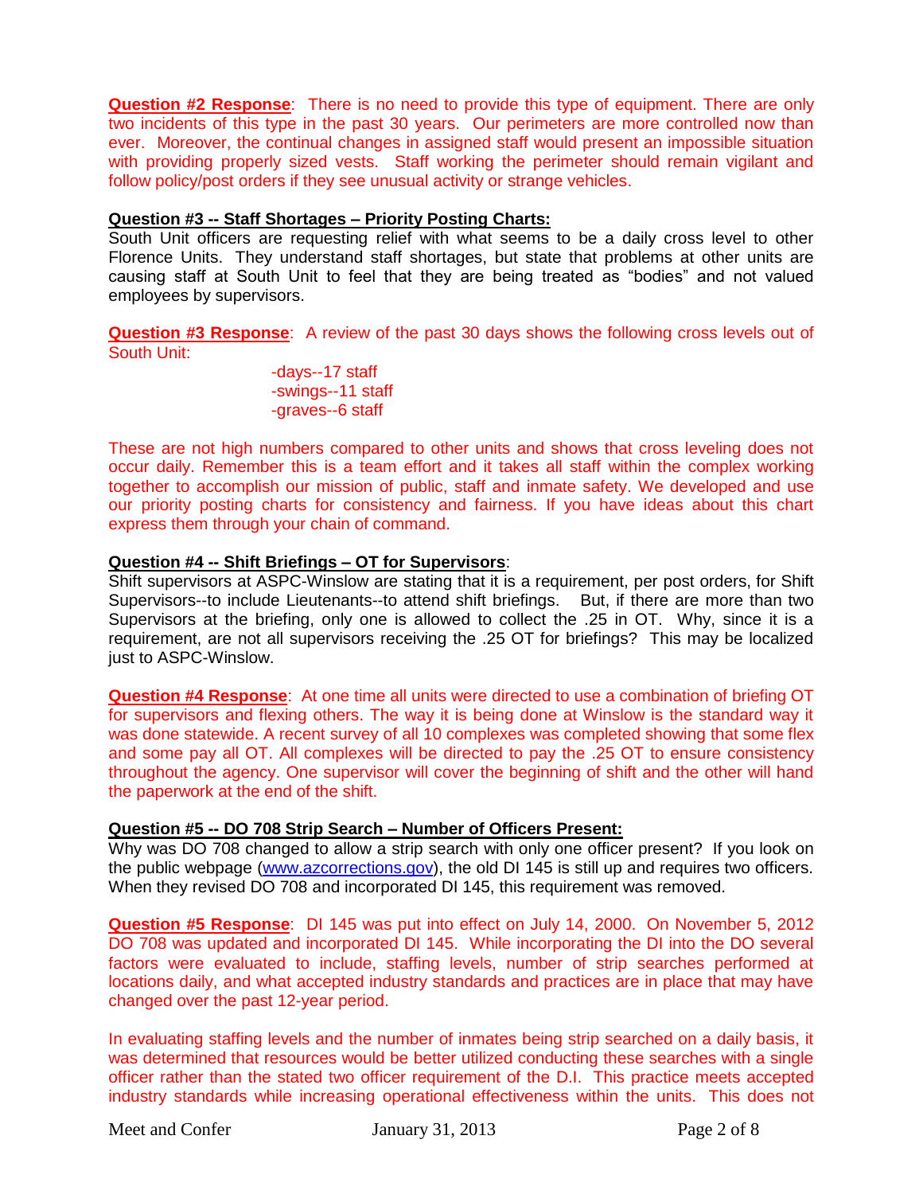**Question #2 Response**: There is no need to provide this type of equipment. There are only two incidents of this type in the past 30 years. Our perimeters are more controlled now than ever. Moreover, the continual changes in assigned staff would present an impossible situation with providing properly sized vests. Staff working the perimeter should remain vigilant and follow policy/post orders if they see unusual activity or strange vehicles.

**Question #3 -- Staff Shortages – Priority Posting Charts:**

South Unit officers are requesting relief with what seems to be a daily cross level to other Florence Units. They understand staff shortages, but state that problems at other units are causing staff at South Unit to feel that they are being treated as "bodies" and not valued employees by supervisors.

**Question #3 Response**: A review of the past 30 days shows the following cross levels out of South Unit:

- days--17 staff
- swings--11 staff
- graves--6 staff

These are not high numbers compared to other units and shows that cross leveling does not occur daily. Remember this is a team effort and it takes all staff within the complex working together to accomplish our mission of public, staff and inmate safety. We developed and use our priority posting charts for consistency and fairness. If you have ideas about this chart express them through your chain of command.

**Question #4 -- Shift Briefings – OT for Supervisors**:

Shift supervisors at ASPC-Winslow are stating that it is a requirement, per post orders, for Shift Supervisors--to include Lieutenants--to attend shift briefings. But, if there are more than two Supervisors at the briefing, only one is allowed to collect the .25 in OT. Why, since it is a requirement, are not all supervisors receiving the .25 OT for briefings? This may be localized just to ASPC-Winslow.

**Question #4 Response**: At one time all units were directed to use a combination of briefing OT for supervisors and flexing others. The way it is being done at Winslow is the standard way it was done statewide. A recent survey of all 10 complexes was completed showing that some flex and some pay all OT. All complexes will be directed to pay the .25 OT to ensure consistency throughout the agency. One supervisor will cover the beginning of shift and the other will hand the paperwork at the end of the shift.

**Question #5 -- DO 708 Strip Search – Number of Officers Present:**

Why was DO 708 changed to allow a strip search with only one officer present? If you look on the public webpage (www.azcorrections.gov), the old DI 145 is still up and requires two officers. When they revised DO 708 and incorporated DI 145, this requirement was removed.

**Question #5 Response**: DI 145 was put into effect on July 14, 2000. On November 5, 2012 DO 708 was updated and incorporated DI 145. While incorporating the DI into the DO several factors were evaluated to include, staffing levels, number of strip searches performed at locations daily, and what accepted industry standards and practices are in place that may have changed over the past 12-year period.

In evaluating staffing levels and the number of inmates being strip searched on a daily basis, it was determined that resources would be better utilized conducting these searches with a single officer rather than the stated two officer requirement of the D.I. This practice meets accepted industry standards while increasing operational effectiveness within the units. This does not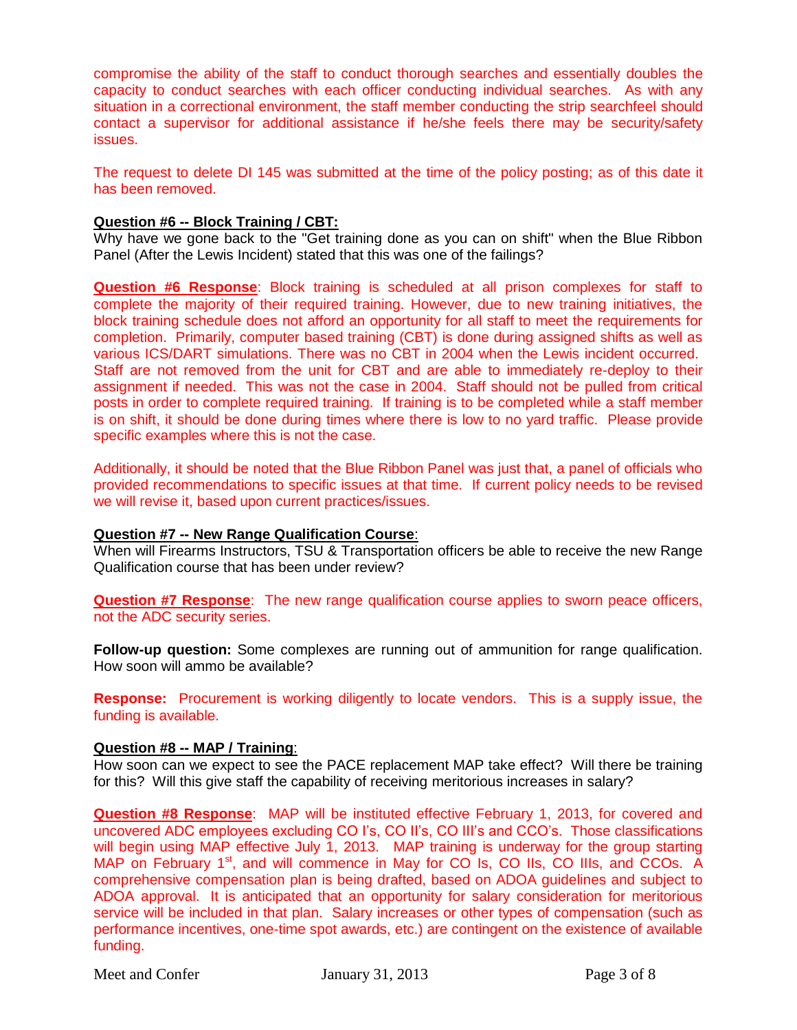compromise the ability of the staff to conduct thorough searches and essentially doubles the capacity to conduct searches with each officer conducting individual searches. As with any situation in a correctional environment, the staff member conducting the strip searchfeel should contact a supervisor for additional assistance if he/she feels there may be security/safety issues.

The request to delete DI 145 was submitted at the time of the policy posting; as of this date it has been removed.

**Question #6 -- Block Training / CBT:**

Why have we gone back to the "Get training done as you can on shift" when the Blue Ribbon Panel (After the Lewis Incident) stated that this was one of the failings?

**Question #6 Response**: Block training is scheduled at all prison complexes for staff to complete the majority of their required training. However, due to new training initiatives, the block training schedule does not afford an opportunity for all staff to meet the requirements for completion. Primarily, computer based training (CBT) is done during assigned shifts as well as various ICS/DART simulations. There was no CBT in 2004 when the Lewis incident occurred. Staff are not removed from the unit for CBT and are able to immediately re-deploy to their assignment if needed. This was not the case in 2004. Staff should not be pulled from critical posts in order to complete required training. If training is to be completed while a staff member is on shift, it should be done during times where there is low to no yard traffic. Please provide specific examples where this is not the case.

Additionally, it should be noted that the Blue Ribbon Panel was just that, a panel of officials who provided recommendations to specific issues at that time. If current policy needs to be revised we will revise it, based upon current practices/issues.

**Question #7 -- New Range Qualification Course**:

When will Firearms Instructors, TSU & Transportation officers be able to receive the new Range Qualification course that has been under review?

**Question #7 Response**: The new range qualification course applies to sworn peace officers, not the ADC security series.

**Follow-up question:** Some complexes are running out of ammunition for range qualification. How soon will ammo be available?

**Response:** Procurement is working diligently to locate vendors. This is a supply issue, the funding is available.

**Question #8 -- MAP / Training**:

How soon can we expect to see the PACE replacement MAP take effect? Will there be training for this? Will this give staff the capability of receiving meritorious increases in salary?

**Question #8 Response**: MAP will be instituted effective February 1, 2013, for covered and uncovered ADC employees excluding CO I's, CO II's, CO III's and CCO's. Those classifications will begin using MAP effective July 1, 2013. MAP training is underway for the group starting MAP on February 1st, and will commence in May for CO Is, CO IIs, CO IIIs, and CCOs. A comprehensive compensation plan is being drafted, based on ADOA guidelines and subject to ADOA approval. It is anticipated that an opportunity for salary consideration for meritorious service will be included in that plan. Salary increases or other types of compensation (such as performance incentives, one-time spot awards, etc.) are contingent on the existence of available funding.

Meet and Confer January 31, 2013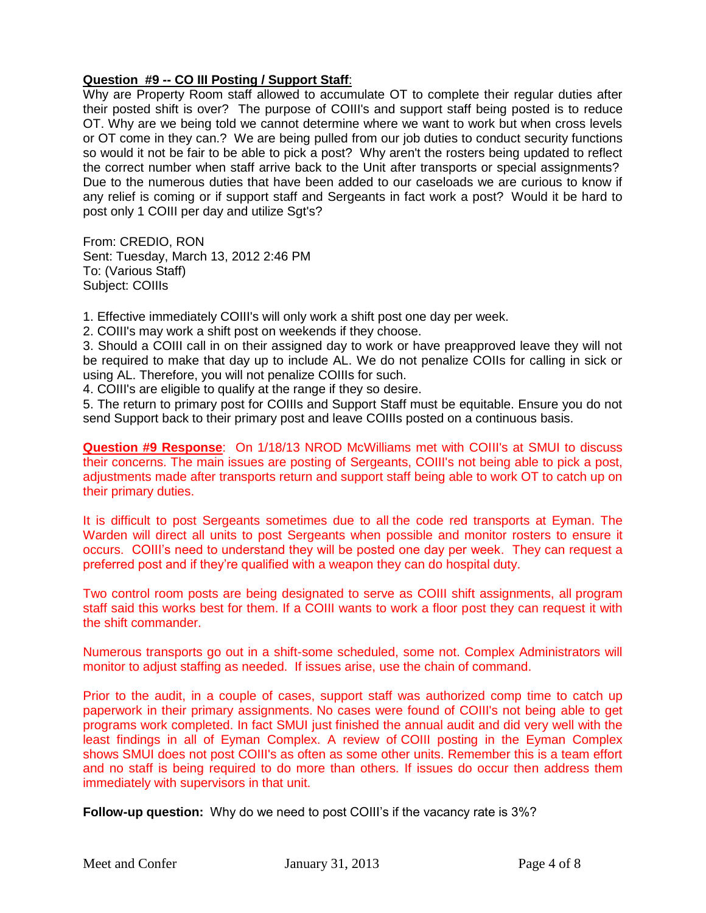**Question #9 -- CO III Posting / Support Staff**:

Why are Property Room staff allowed to accumulate OT to complete their regular duties after their posted shift is over? The purpose of COIII's and support staff being posted is to reduce OT. Why are we being told we cannot determine where we want to work but when cross levels or OT come in they can.? We are being pulled from our job duties to conduct security functions so would it not be fair to be able to pick a post? Why aren't the rosters being updated to reflect the correct number when staff arrive back to the Unit after transports or special assignments? Due to the numerous duties that have been added to our caseloads we are curious to know if any relief is coming or if support staff and Sergeants in fact work a post? Would it be hard to post only 1 COIII per day and utilize Sgt's?

From: CREDIO, RON
Sent: Tuesday, March 13, 2012 2:46 PM
To: (Various Staff)
Subject: COIIIs

1. Effective immediately COIII's will only work a shift post one day per week.
2. COIII's may work a shift post on weekends if they choose.
3. Should a COIII call in on their assigned day to work or have preapproved leave they will not be required to make that day up to include AL. We do not penalize COIIs for calling in sick or using AL. Therefore, you will not penalize COIIIs for such.
4. COIII's are eligible to qualify at the range if they so desire.
5. The return to primary post for COIIIs and Support Staff must be equitable. Ensure you do not send Support back to their primary post and leave COIIIs posted on a continuous basis.

**Question #9 Response**: On 1/18/13 NROD McWilliams met with COIII's at SMUI to discuss their concerns. The main issues are posting of Sergeants, COIII's not being able to pick a post, adjustments made after transports return and support staff being able to work OT to catch up on their primary duties.

It is difficult to post Sergeants sometimes due to all the code red transports at Eyman. The Warden will direct all units to post Sergeants when possible and monitor rosters to ensure it occurs. COIII's need to understand they will be posted one day per week. They can request a preferred post and if they're qualified with a weapon they can do hospital duty.

Two control room posts are being designated to serve as COIII shift assignments, all program staff said this works best for them. If a COIII wants to work a floor post they can request it with the shift commander.

Numerous transports go out in a shift-some scheduled, some not. Complex Administrators will monitor to adjust staffing as needed. If issues arise, use the chain of command.

Prior to the audit, in a couple of cases, support staff was authorized comp time to catch up paperwork in their primary assignments. No cases were found of COIII's not being able to get programs work completed. In fact SMUI just finished the annual audit and did very well with the least findings in all of Eyman Complex. A review of COIII posting in the Eyman Complex shows SMUI does not post COIII's as often as some other units. Remember this is a team effort and no staff is being required to do more than others. If issues do occur then address them immediately with supervisors in that unit.

**Follow-up question:** Why do we need to post COIII's if the vacancy rate is 3%?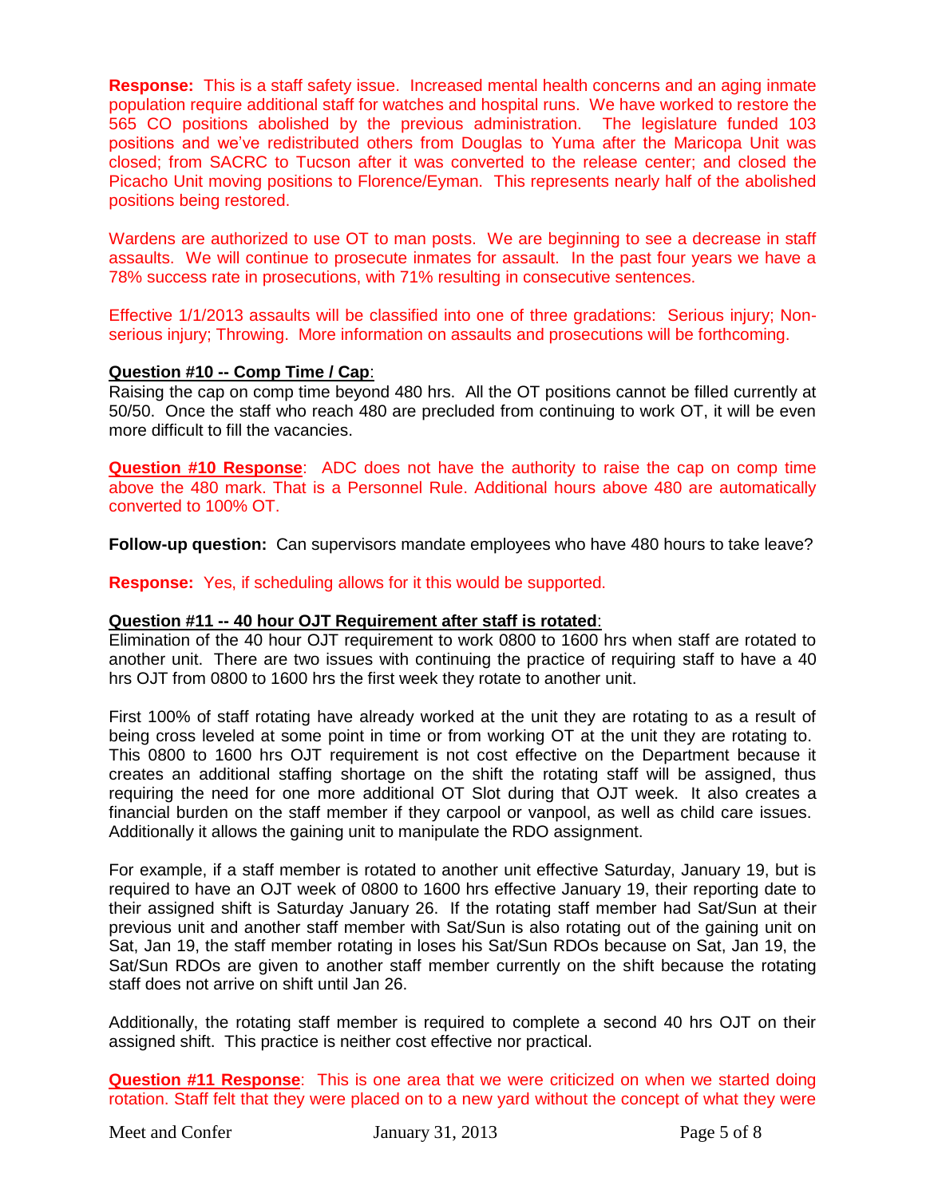**Response:** This is a staff safety issue. Increased mental health concerns and an aging inmate population require additional staff for watches and hospital runs. We have worked to restore the 565 CO positions abolished by the previous administration. The legislature funded 103 positions and we've redistributed others from Douglas to Yuma after the Maricopa Unit was closed; from SACRC to Tucson after it was converted to the release center; and closed the Picacho Unit moving positions to Florence/Eyman. This represents nearly half of the abolished positions being restored.

Wardens are authorized to use OT to man posts. We are beginning to see a decrease in staff assaults. We will continue to prosecute inmates for assault. In the past four years we have a 78% success rate in prosecutions, with 71% resulting in consecutive sentences.

Effective 1/1/2013 assaults will be classified into one of three gradations: Serious injury; Non-serious injury; Throwing. More information on assaults and prosecutions will be forthcoming.

**Question #10 -- Comp Time / Cap**:

Raising the cap on comp time beyond 480 hrs. All the OT positions cannot be filled currently at 50/50. Once the staff who reach 480 are precluded from continuing to work OT, it will be even more difficult to fill the vacancies.

**Question #10 Response**: ADC does not have the authority to raise the cap on comp time above the 480 mark. That is a Personnel Rule. Additional hours above 480 are automatically converted to 100% OT.

**Follow-up question:** Can supervisors mandate employees who have 480 hours to take leave?

**Response:** Yes, if scheduling allows for it this would be supported.

**Question #11 -- 40 hour OJT Requirement after staff is rotated**:

Elimination of the 40 hour OJT requirement to work 0800 to 1600 hrs when staff are rotated to another unit. There are two issues with continuing the practice of requiring staff to have a 40 hrs OJT from 0800 to 1600 hrs the first week they rotate to another unit.

First 100% of staff rotating have already worked at the unit they are rotating to as a result of being cross leveled at some point in time or from working OT at the unit they are rotating to. This 0800 to 1600 hrs OJT requirement is not cost effective on the Department because it creates an additional staffing shortage on the shift the rotating staff will be assigned, thus requiring the need for one more additional OT Slot during that OJT week. It also creates a financial burden on the staff member if they carpool or vanpool, as well as child care issues. Additionally it allows the gaining unit to manipulate the RDO assignment.

For example, if a staff member is rotated to another unit effective Saturday, January 19, but is required to have an OJT week of 0800 to 1600 hrs effective January 19, their reporting date to their assigned shift is Saturday January 26. If the rotating staff member had Sat/Sun at their previous unit and another staff member with Sat/Sun is also rotating out of the gaining unit on Sat, Jan 19, the staff member rotating in loses his Sat/Sun RDOs because on Sat, Jan 19, the Sat/Sun RDOs are given to another staff member currently on the shift because the rotating staff does not arrive on shift until Jan 26.

Additionally, the rotating staff member is required to complete a second 40 hrs OJT on their assigned shift. This practice is neither cost effective nor practical.

**Question #11 Response**: This is one area that we were criticized on when we started doing rotation. Staff felt that they were placed on to a new yard without the concept of what they were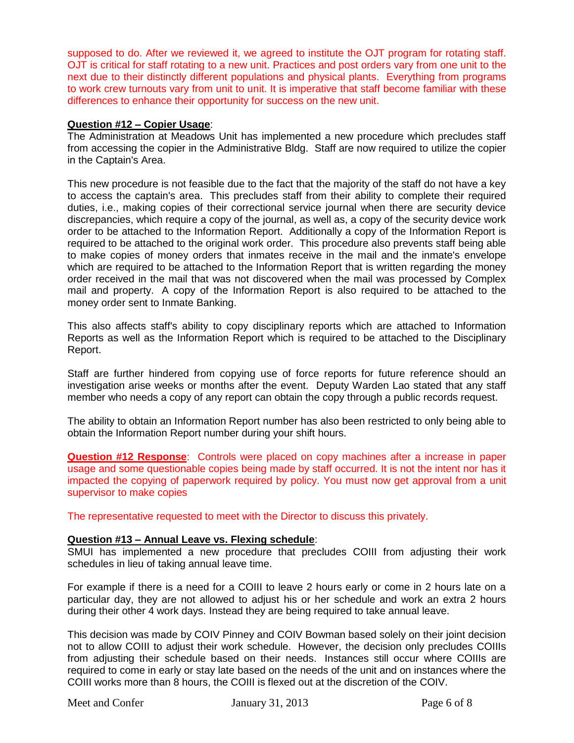supposed to do. After we reviewed it, we agreed to institute the OJT program for rotating staff. OJT is critical for staff rotating to a new unit. Practices and post orders vary from one unit to the next due to their distinctly different populations and physical plants. Everything from programs to work crew turnouts vary from unit to unit. It is imperative that staff become familiar with these differences to enhance their opportunity for success on the new unit.

**Question #12 – Copier Usage**:
The Administration at Meadows Unit has implemented a new procedure which precludes staff from accessing the copier in the Administrative Bldg. Staff are now required to utilize the copier in the Captain's Area.

This new procedure is not feasible due to the fact that the majority of the staff do not have a key to access the captain's area. This precludes staff from their ability to complete their required duties, i.e., making copies of their correctional service journal when there are security device discrepancies, which require a copy of the journal, as well as, a copy of the security device work order to be attached to the Information Report. Additionally a copy of the Information Report is required to be attached to the original work order. This procedure also prevents staff being able to make copies of money orders that inmates receive in the mail and the inmate's envelope which are required to be attached to the Information Report that is written regarding the money order received in the mail that was not discovered when the mail was processed by Complex mail and property. A copy of the Information Report is also required to be attached to the money order sent to Inmate Banking.

This also affects staff's ability to copy disciplinary reports which are attached to Information Reports as well as the Information Report which is required to be attached to the Disciplinary Report.

Staff are further hindered from copying use of force reports for future reference should an investigation arise weeks or months after the event. Deputy Warden Lao stated that any staff member who needs a copy of any report can obtain the copy through a public records request.

The ability to obtain an Information Report number has also been restricted to only being able to obtain the Information Report number during your shift hours.

**Question #12 Response**: Controls were placed on copy machines after a increase in paper usage and some questionable copies being made by staff occurred. It is not the intent nor has it impacted the copying of paperwork required by policy. You must now get approval from a unit supervisor to make copies

The representative requested to meet with the Director to discuss this privately.

**Question #13 – Annual Leave vs. Flexing schedule**:
SMUI has implemented a new procedure that precludes COIII from adjusting their work schedules in lieu of taking annual leave time.

For example if there is a need for a COIII to leave 2 hours early or come in 2 hours late on a particular day, they are not allowed to adjust his or her schedule and work an extra 2 hours during their other 4 work days. Instead they are being required to take annual leave.

This decision was made by COIV Pinney and COIV Bowman based solely on their joint decision not to allow COIII to adjust their work schedule. However, the decision only precludes COIIIs from adjusting their schedule based on their needs. Instances still occur where COIIIs are required to come in early or stay late based on the needs of the unit and on instances where the COIII works more than 8 hours, the COIII is flexed out at the discretion of the COIV.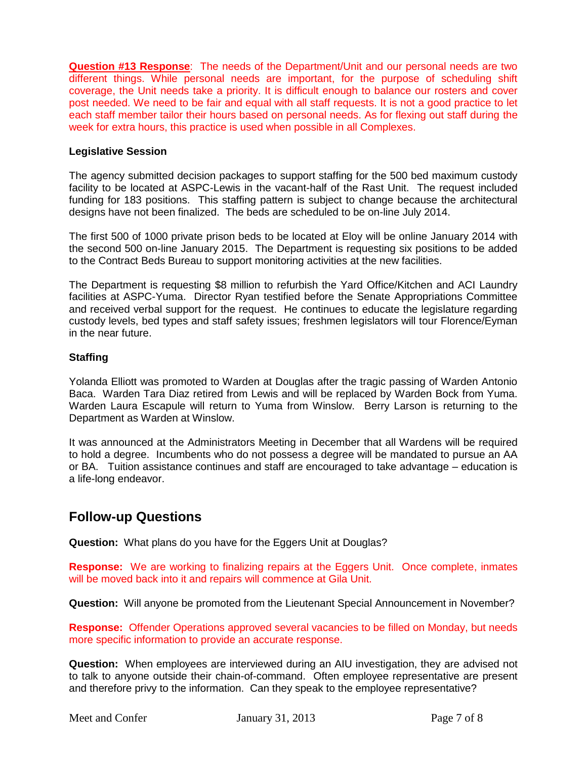**Question #13 Response**: The needs of the Department/Unit and our personal needs are two different things. While personal needs are important, for the purpose of scheduling shift coverage, the Unit needs take a priority. It is difficult enough to balance our rosters and cover post needed. We need to be fair and equal with all staff requests. It is not a good practice to let each staff member tailor their hours based on personal needs. As for flexing out staff during the week for extra hours, this practice is used when possible in all Complexes.

### Legislative Session

The agency submitted decision packages to support staffing for the 500 bed maximum custody facility to be located at ASPC-Lewis in the vacant-half of the Rast Unit. The request included funding for 183 positions. This staffing pattern is subject to change because the architectural designs have not been finalized. The beds are scheduled to be on-line July 2014.

The first 500 of 1000 private prison beds to be located at Eloy will be online January 2014 with the second 500 on-line January 2015. The Department is requesting six positions to be added to the Contract Beds Bureau to support monitoring activities at the new facilities.

The Department is requesting $8 million to refurbish the Yard Office/Kitchen and ACI Laundry facilities at ASPC-Yuma. Director Ryan testified before the Senate Appropriations Committee and received verbal support for the request. He continues to educate the legislature regarding custody levels, bed types and staff safety issues; freshmen legislators will tour Florence/Eyman in the near future.

### Staffing

Yolanda Elliott was promoted to Warden at Douglas after the tragic passing of Warden Antonio Baca. Warden Tara Diaz retired from Lewis and will be replaced by Warden Bock from Yuma. Warden Laura Escapule will return to Yuma from Winslow. Berry Larson is returning to the Department as Warden at Winslow.

It was announced at the Administrators Meeting in December that all Wardens will be required to hold a degree. Incumbents who do not possess a degree will be mandated to pursue an AA or BA. Tuition assistance continues and staff are encouraged to take advantage – education is a life-long endeavor.

## Follow-up Questions

**Question:** What plans do you have for the Eggers Unit at Douglas?

**Response:** We are working to finalizing repairs at the Eggers Unit. Once complete, inmates will be moved back into it and repairs will commence at Gila Unit.

**Question:** Will anyone be promoted from the Lieutenant Special Announcement in November?

**Response:** Offender Operations approved several vacancies to be filled on Monday, but needs more specific information to provide an accurate response.

**Question:** When employees are interviewed during an AIU investigation, they are advised not to talk to anyone outside their chain-of-command. Often employee representative are present and therefore privy to the information. Can they speak to the employee representative?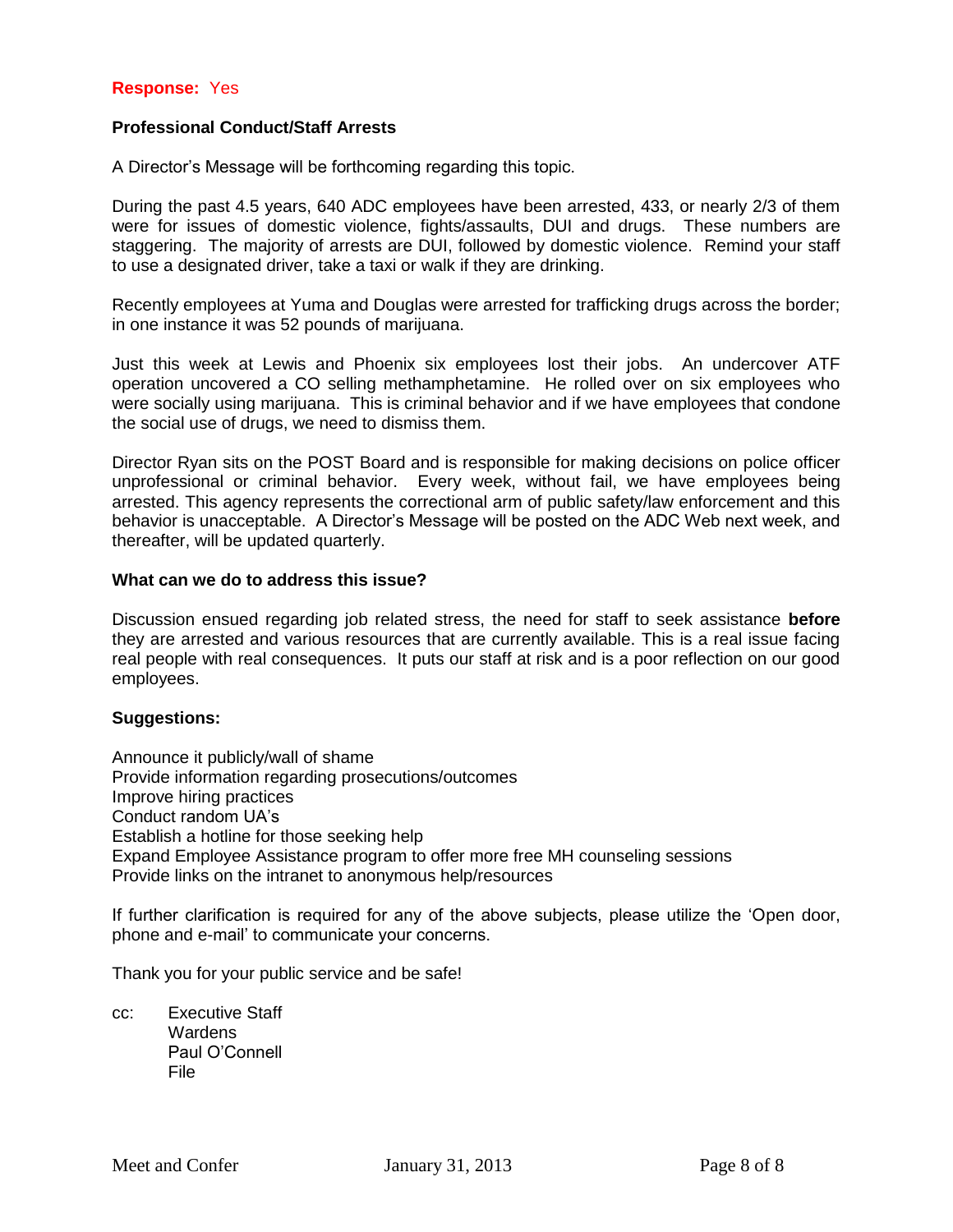**Response:** Yes

**Professional Conduct/Staff Arrests**

A Director's Message will be forthcoming regarding this topic.

During the past 4.5 years, 640 ADC employees have been arrested, 433, or nearly 2/3 of them were for issues of domestic violence, fights/assaults, DUI and drugs. These numbers are staggering. The majority of arrests are DUI, followed by domestic violence. Remind your staff to use a designated driver, take a taxi or walk if they are drinking.

Recently employees at Yuma and Douglas were arrested for trafficking drugs across the border; in one instance it was 52 pounds of marijuana.

Just this week at Lewis and Phoenix six employees lost their jobs. An undercover ATF operation uncovered a CO selling methamphetamine. He rolled over on six employees who were socially using marijuana. This is criminal behavior and if we have employees that condone the social use of drugs, we need to dismiss them.

Director Ryan sits on the POST Board and is responsible for making decisions on police officer unprofessional or criminal behavior. Every week, without fail, we have employees being arrested. This agency represents the correctional arm of public safety/law enforcement and this behavior is unacceptable. A Director's Message will be posted on the ADC Web next week, and thereafter, will be updated quarterly.

**What can we do to address this issue?**

Discussion ensued regarding job related stress, the need for staff to seek assistance **before** they are arrested and various resources that are currently available. This is a real issue facing real people with real consequences. It puts our staff at risk and is a poor reflection on our good employees.

**Suggestions:**

Announce it publicly/wall of shame
Provide information regarding prosecutions/outcomes
Improve hiring practices
Conduct random UA's
Establish a hotline for those seeking help
Expand Employee Assistance program to offer more free MH counseling sessions
Provide links on the intranet to anonymous help/resources

If further clarification is required for any of the above subjects, please utilize the 'Open door, phone and e-mail' to communicate your concerns.

Thank you for your public service and be safe!

cc: Executive Staff
Wardens
Paul O'Connell
File